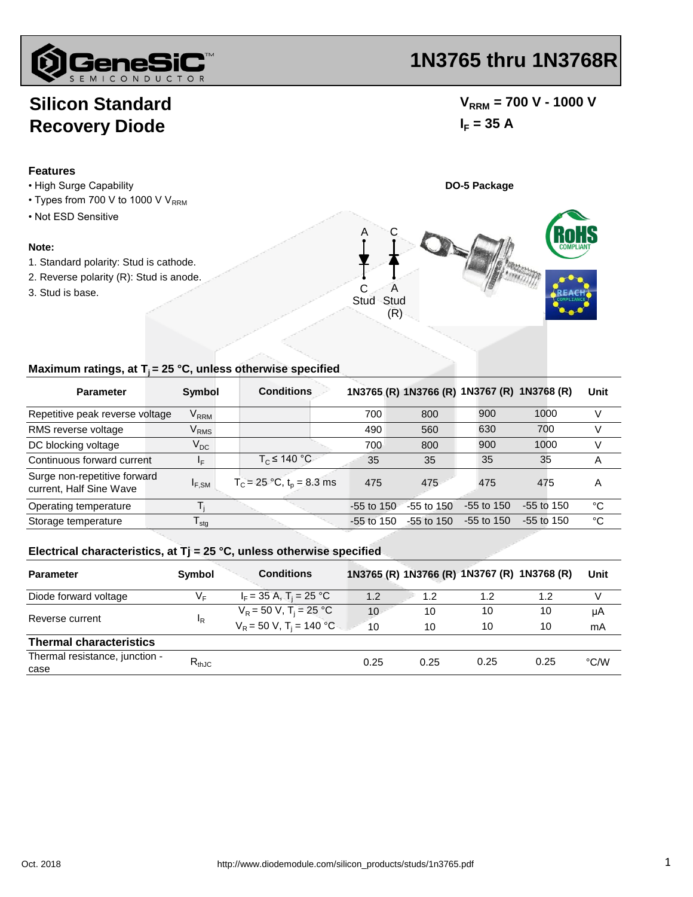# 1N3765 thru 1N3768R

## Silicon Standard Recovery Diode

$V_{RRM}$ = 700 V - 1000 V

$I_F$ = 35 A

### Features

- High Surge Capability
- Types from 700 V to 1000 V $V_{RRM}$
- Not ESD Sensitive

**DO-5 Package**

### Note:

1. Standard polarity: Stud is cathode.
2. Reverse polarity (R): Stud is anode.
3. Stud is base.

A C

C A

Stud Stud (R)

### Maximum ratings, at $T_j$ = 25 °C, unless otherwise specified

| Parameter | Symbol | Conditions | 1N3765 (R) | 1N3766 (R) | 1N3767 (R) | 1N3768 (R) | Unit |
|---|---|---|---|---|---|---|---|
| Repetitive peak reverse voltage | $V_{RRM}$ | | 700 | 800 | 900 | 1000 | V |
| RMS reverse voltage | $V_{RMS}$ | | 490 | 560 | 630 | 700 | V |
| DC blocking voltage | $V_{DC}$ | | 700 | 800 | 900 | 1000 | V |
| Continuous forward current | $I_F$ | $T_C \leq$ 140 °C | 35 | 35 | 35 | 35 | A |
| Surge non-repetitive forward current, Half Sine Wave | $I_{F,SM}$ | $T_C$ = 25 °C, $t_p$ = 8.3 ms | 475 | 475 | 475 | 475 | A |
| Operating temperature | $T_j$ | | -55 to 150 | -55 to 150 | -55 to 150 | -55 to 150 | °C |
| Storage temperature | $T_{stg}$ | | -55 to 150 | -55 to 150 | -55 to 150 | -55 to 150 | °C |

### Electrical characteristics, at Tj = 25 °C, unless otherwise specified

| Parameter | Symbol | Conditions | 1N3765 (R) | 1N3766 (R) | 1N3767 (R) | 1N3768 (R) | Unit |
|---|---|---|---|---|---|---|---|
| Diode forward voltage | $V_F$ | $I_F$ = 35 A, $T_j$ = 25 °C | 1.2 | 1.2 | 1.2 | 1.2 | V |
| Reverse current | $I_R$ | $V_R$ = 50 V, $T_j$ = 25 °C | 10 | 10 | 10 | 10 | μA |
| | | $V_R$ = 50 V, $T_j$ = 140 °C | 10 | 10 | 10 | 10 | mA |
| **Thermal characteristics** | | | | | | | |
| Thermal resistance, junction - case | $R_{thJC}$ | | 0.25 | 0.25 | 0.25 | 0.25 | °C/W |

Oct. 2018 http://www.diodemodule.com/silicon_products/studs/1n3765.pdf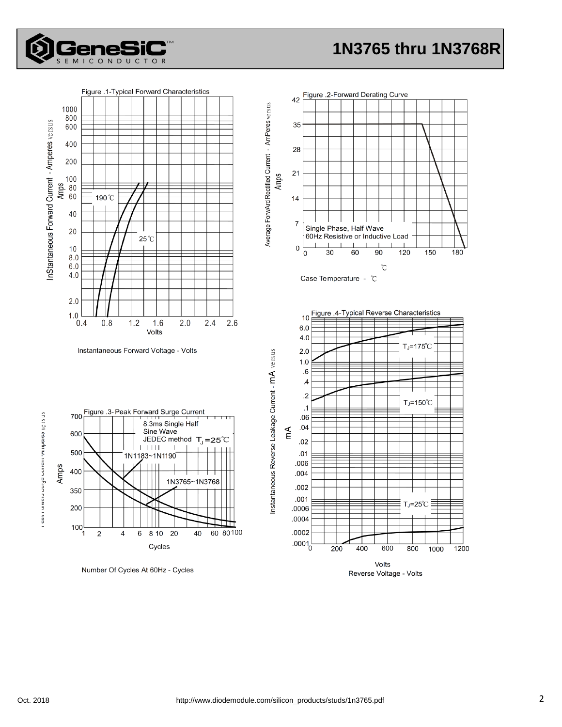Figure .1-Typical Forward Characteristics

InStantaneous Forward Current - Amperes versus Amps

190℃

25℃

Volts

Instantaneous Forward Voltage - Volts

Figure .2-Forward Derating Curve

Average ForwArd Rectified Current - AmPeres versus Amps

Single Phase, Half Wave
60Hz Resistive or Inductive Load

℃

Case Temperature - ℃

Figure .3- Peak Forward Surge Current

Peak Forward Surge Current -Amperes versus Amps

8.3ms Single Half
Sine Wave
JEDEC method $T_J$=25℃

1N1183~1N1190

1N3765~1N3768

Cycles

Number Of Cycles At 60Hz - Cycles

Figure .4-Typical Reverse Characteristics

Instantaneous Reverse Leakage Current - mA versus mA

$T_J$=175℃

$T_J$=150℃

$T_J$=25℃

Volts

Reverse Voltage - Volts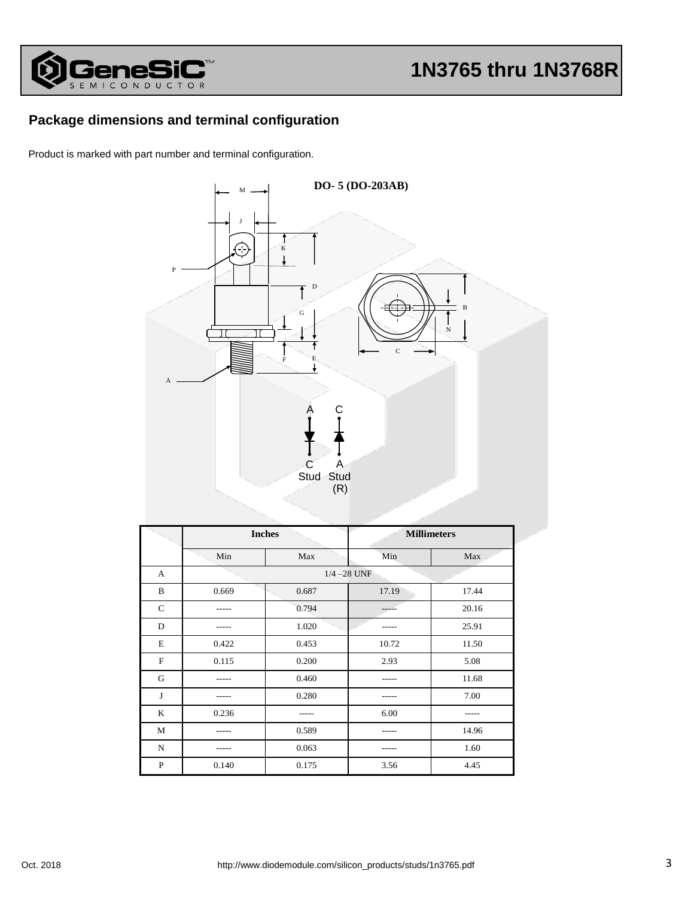## Package dimensions and terminal configuration

Product is marked with part number and terminal configuration.

DO- 5 (DO-203AB)

M
J
K
P
D
G
F
E
A
B
N
C

A C

C A
Stud Stud
(R)

| | Inches | | Millimeters | |
|---|---|---|---|---|
| | Min | Max | Min | Max |
| A | 1/4 –28 UNF | | | |
| B | 0.669 | 0.687 | 17.19 | 17.44 |
| C | ----- | 0.794 | ----- | 20.16 |
| D | ----- | 1.020 | ----- | 25.91 |
| E | 0.422 | 0.453 | 10.72 | 11.50 |
| F | 0.115 | 0.200 | 2.93 | 5.08 |
| G | ----- | 0.460 | ----- | 11.68 |
| J | ----- | 0.280 | ----- | 7.00 |
| K | 0.236 | ----- | 6.00 | ----- |
| M | ----- | 0.589 | ----- | 14.96 |
| N | ----- | 0.063 | ----- | 1.60 |
| P | 0.140 | 0.175 | 3.56 | 4.45 |

Oct. 2018 http://www.diodemodule.com/silicon_products/studs/1n3765.pdf